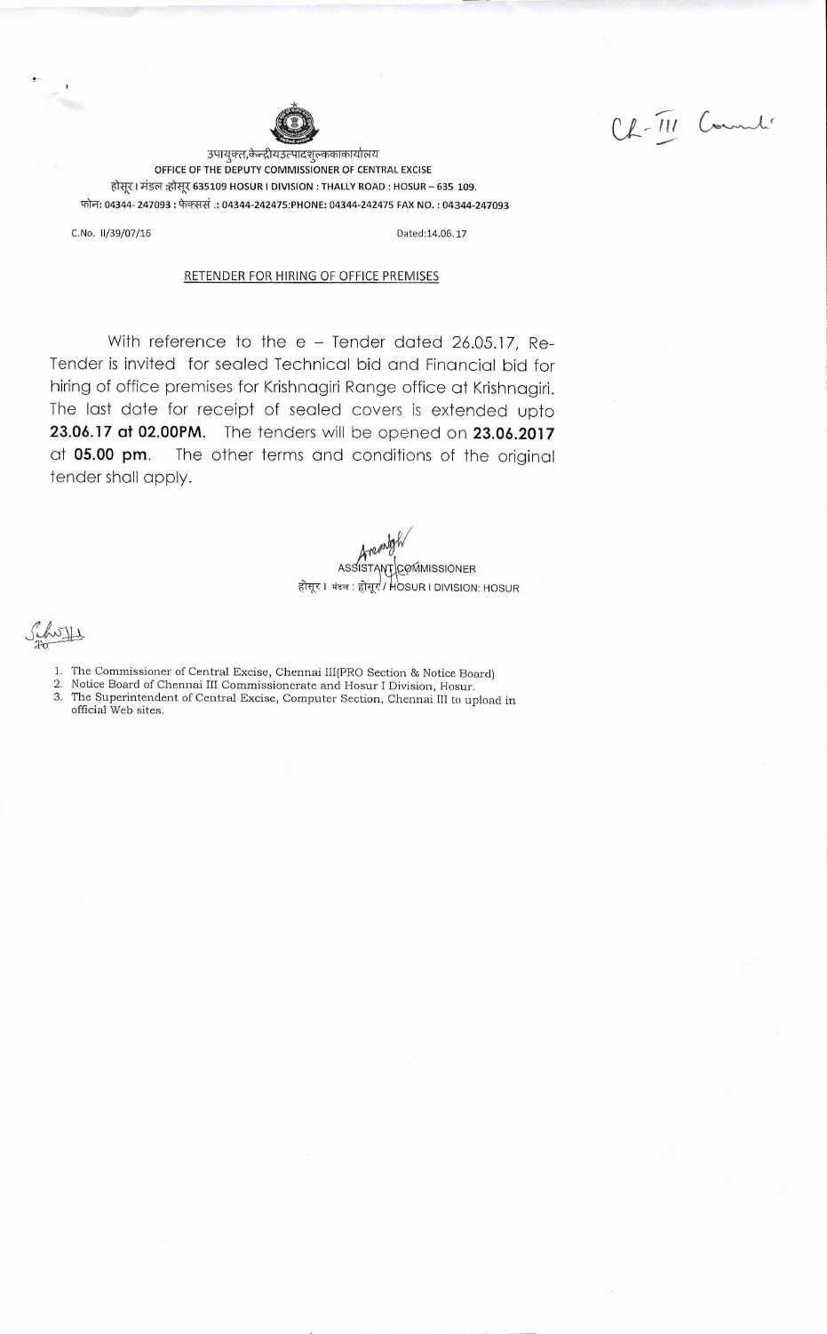Ch-III Comml.

उपायुक्त,केन्द्रीयउत्पादशुल्ककाकार्यालय

OFFICE OF THE DEPUTY COMMISSIONER OF CENTRAL EXCISE

होसूर I मंडल :होसूर 635109 HOSUR I DIVISION : THALLY ROAD : HOSUR – 635 109.

फोन: 04344- 247093 : फेक्सस .: 04344-242475:PHONE: 04344-242475 FAX NO. : 04344-247093

C.No. II/39/07/16 Dated:14.06.17

## RETENDER FOR HIRING OF OFFICE PREMISES

With reference to the e – Tender dated 26.05.17, Re-Tender is invited for sealed Technical bid and Financial bid for hiring of office premises for Krishnagiri Range office at Krishnagiri. The last date for receipt of sealed covers is extended upto **23.06.17 at 02.00PM.** The tenders will be opened on **23.06.2017** at **05.00 pm**. The other terms and conditions of the original tender shall apply.

ASSISTANT COMMISSIONER

होसूर I मंडल : होसूर / HOSUR I DIVISION: HOSUR

To

1. The Commissioner of Central Excise, Chennai III(PRO Section & Notice Board)
2. Notice Board of Chennai III Commissionerate and Hosur I Division, Hosur.
3. The Superintendent of Central Excise, Computer Section, Chennai III to upload in official Web sites.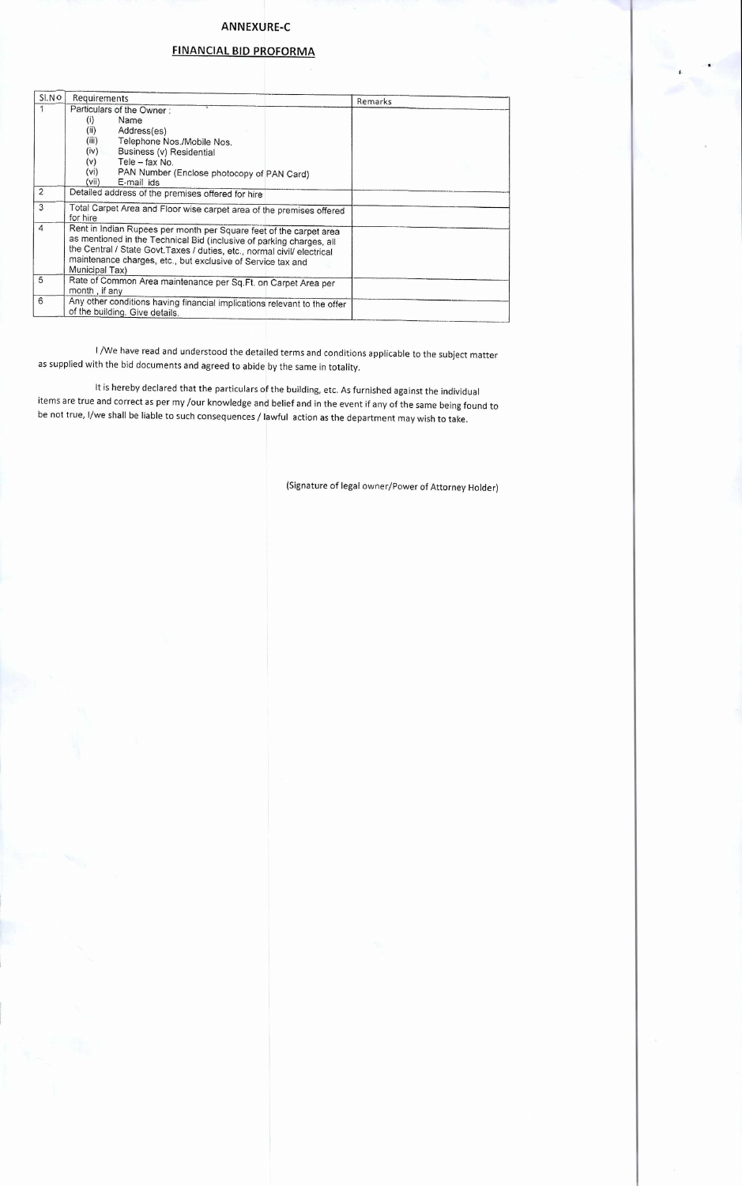# ANNEXURE-C

## FINANCIAL BID PROFORMA

| Sl.No | Requirements | Remarks |
|---|---|---|
| 1 | Particulars of the Owner :<br>(i) Name<br>(ii) Address(es)<br>(iii) Telephone Nos./Mobile Nos.<br>(iv) Business (v) Residential<br>(v) Tele – fax No.<br>(vi) PAN Number (Enclose photocopy of PAN Card)<br>(vii) E-mail ids | |
| 2 | Detailed address of the premises offered for hire | |
| 3 | Total Carpet Area and Floor wise carpet area of the premises offered for hire | |
| 4 | Rent in Indian Rupees per month per Square feet of the carpet area as mentioned in the Technical Bid (inclusive of parking charges, all the Central / State Govt.Taxes / duties, etc., normal civil/ electrical maintenance charges, etc., but exclusive of Service tax and Municipal Tax) | |
| 5 | Rate of Common Area maintenance per Sq.Ft. on Carpet Area per month , if any | |
| 6 | Any other conditions having financial implications relevant to the offer of the building. Give details. | |

I /We have read and understood the detailed terms and conditions applicable to the subject matter as supplied with the bid documents and agreed to abide by the same in totality.

It is hereby declared that the particulars of the building, etc. As furnished against the individual items are true and correct as per my /our knowledge and belief and in the event if any of the same being found to be not true, I/we shall be liable to such consequences / lawful action as the department may wish to take.

(Signature of legal owner/Power of Attorney Holder)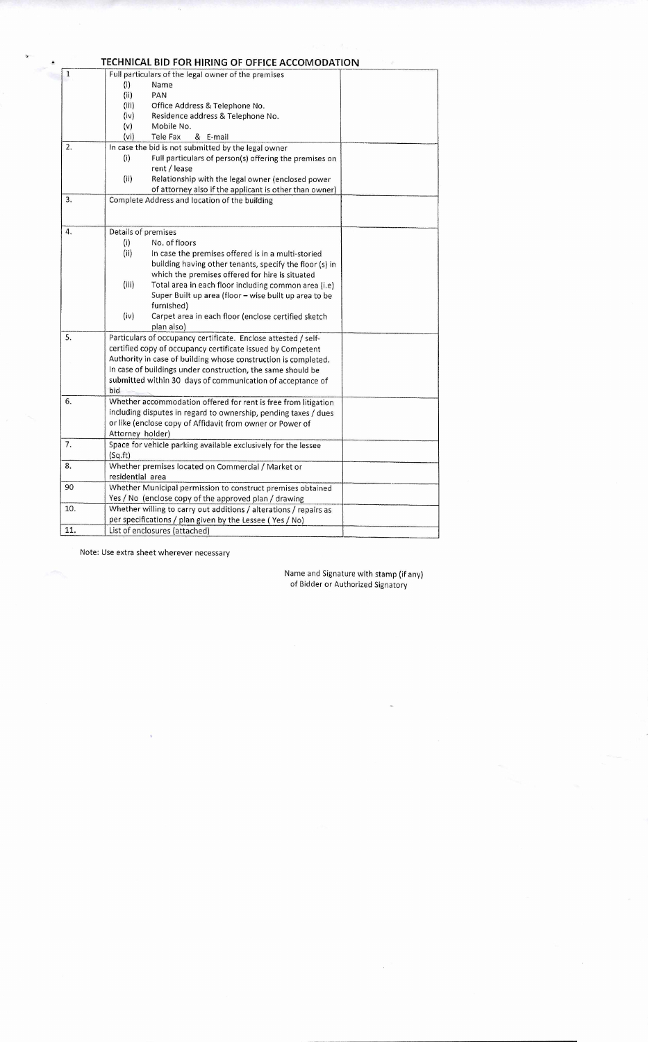# TECHNICAL BID FOR HIRING OF OFFICE ACCOMODATION

| | | |
|---|---|---|
| 1 | Full particulars of the legal owner of the premises<br>(i) Name<br>(ii) PAN<br>(iii) Office Address & Telephone No.<br>(iv) Residence address & Telephone No.<br>(v) Mobile No.<br>(vi) Tele Fax & E-mail | |
| 2. | In case the bid is not submitted by the legal owner<br>(i) Full particulars of person(s) offering the premises on rent / lease<br>(ii) Relationship with the legal owner (enclosed power of attorney also if the applicant is other than owner) | |
| 3. | Complete Address and location of the building | |
| 4. | Details of premises<br>(i) No. of floors<br>(ii) In case the premises offered is in a multi-storied building having other tenants, specify the floor (s) in which the premises offered for hire is situated<br>(iii) Total area in each floor including common area (i.e) Super Built up area (floor – wise built up area to be furnished)<br>(iv) Carpet area in each floor (enclose certified sketch plan also) | |
| 5. | Particulars of occupancy certificate. Enclose attested / self-certified copy of occupancy certificate issued by Competent Authority in case of building whose construction is completed. In case of buildings under construction, the same should be submitted within 30 days of communication of acceptance of bid | |
| 6. | Whether accommodation offered for rent is free from litigation including disputes in regard to ownership, pending taxes / dues or like (enclose copy of Affidavit from owner or Power of Attorney holder) | |
| 7. | Space for vehicle parking available exclusively for the lessee (Sq.ft) | |
| 8. | Whether premises located on Commercial / Market or residential area | |
| 90 | Whether Municipal permission to construct premises obtained Yes / No (enclose copy of the approved plan / drawing | |
| 10. | Whether willing to carry out additions / alterations / repairs as per specifications / plan given by the Lessee ( Yes / No) | |
| 11. | List of enclosures (attached) | |

Note: Use extra sheet wherever necessary

Name and Signature with stamp (if any)
of Bidder or Authorized Signatory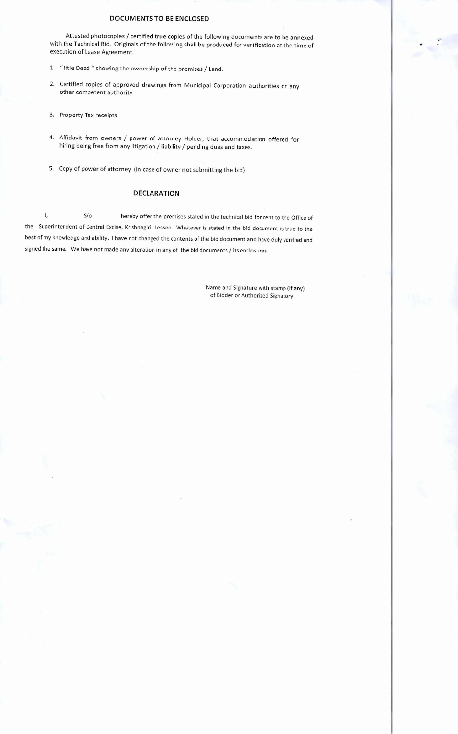## DOCUMENTS TO BE ENCLOSED

Attested photocopies / certified true copies of the following documents are to be annexed with the Technical Bid. Originals of the following shall be produced for verification at the time of execution of Lease Agreement.

1. "Title Deed " showing the ownership of the premises / Land.
2. Certified copies of approved drawings from Municipal Corporation authorities or any other competent authority
3. Property Tax receipts
4. Affidavit from owners / power of attorney Holder, that accommodation offered for hiring being free from any litigation / liability / pending dues and taxes.
5. Copy of power of attorney (in case of owner not submitting the bid)

## DECLARATION

I, S/o hereby offer the premises stated in the technical bid for rent to the Office of the Superintendent of Central Excise, Krishnagiri. Lessee. Whatever is stated in the bid document is true to the best of my knowledge and ability. I have not changed the contents of the bid document and have duly verified and signed the same. We have not made any alteration in any of the bid documents / its enclosures.

Name and Signature with stamp (if any)
of Bidder or Authorized Signatory